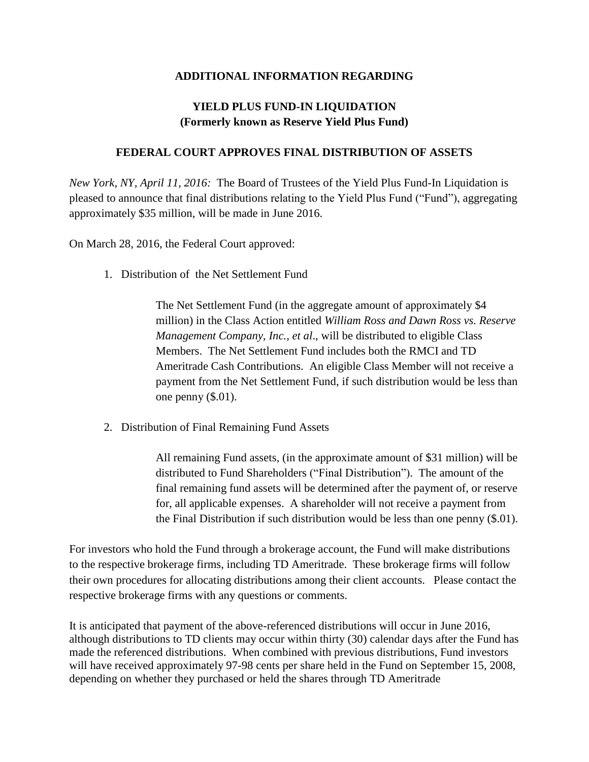**ADDITIONAL INFORMATION REGARDING**

# YIELD PLUS FUND-IN LIQUIDATION
**(Formerly known as Reserve Yield Plus Fund)**

## FEDERAL COURT APPROVES FINAL DISTRIBUTION OF ASSETS

*New York, NY, April 11, 2016:* The Board of Trustees of the Yield Plus Fund-In Liquidation is pleased to announce that final distributions relating to the Yield Plus Fund ("Fund"), aggregating approximately $35 million, will be made in June 2016.

On March 28, 2016, the Federal Court approved:

1. Distribution of the Net Settlement Fund

   The Net Settlement Fund (in the aggregate amount of approximately $4 million) in the Class Action entitled *William Ross and Dawn Ross vs. Reserve Management Company, Inc., et al*., will be distributed to eligible Class Members. The Net Settlement Fund includes both the RMCI and TD Ameritrade Cash Contributions. An eligible Class Member will not receive a payment from the Net Settlement Fund, if such distribution would be less than one penny ($.01).

2. Distribution of Final Remaining Fund Assets

   All remaining Fund assets, (in the approximate amount of $31 million) will be distributed to Fund Shareholders ("Final Distribution"). The amount of the final remaining fund assets will be determined after the payment of, or reserve for, all applicable expenses. A shareholder will not receive a payment from the Final Distribution if such distribution would be less than one penny ($.01).

For investors who hold the Fund through a brokerage account, the Fund will make distributions to the respective brokerage firms, including TD Ameritrade. These brokerage firms will follow their own procedures for allocating distributions among their client accounts. Please contact the respective brokerage firms with any questions or comments.

It is anticipated that payment of the above-referenced distributions will occur in June 2016, although distributions to TD clients may occur within thirty (30) calendar days after the Fund has made the referenced distributions. When combined with previous distributions, Fund investors will have received approximately 97-98 cents per share held in the Fund on September 15, 2008, depending on whether they purchased or held the shares through TD Ameritrade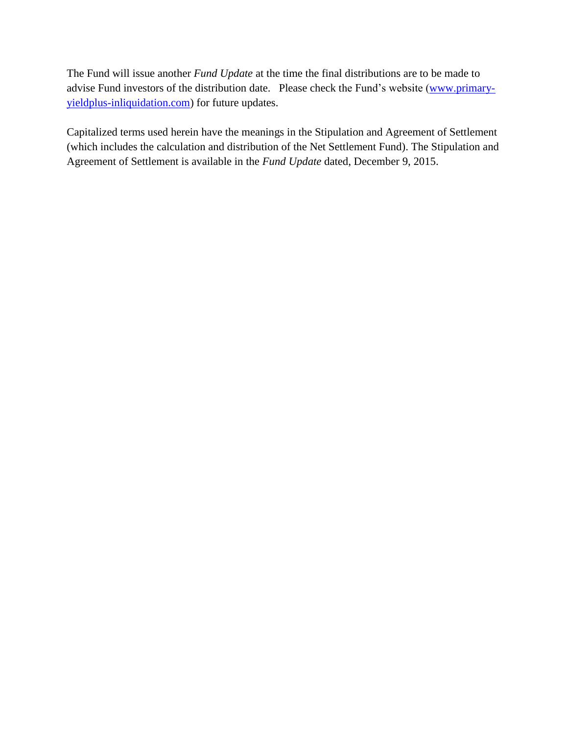The Fund will issue another *Fund Update* at the time the final distributions are to be made to advise Fund investors of the distribution date.   Please check the Fund's website (www.primary-yieldplus-inliquidation.com) for future updates.

Capitalized terms used herein have the meanings in the Stipulation and Agreement of Settlement (which includes the calculation and distribution of the Net Settlement Fund). The Stipulation and Agreement of Settlement is available in the *Fund Update* dated, December 9, 2015.